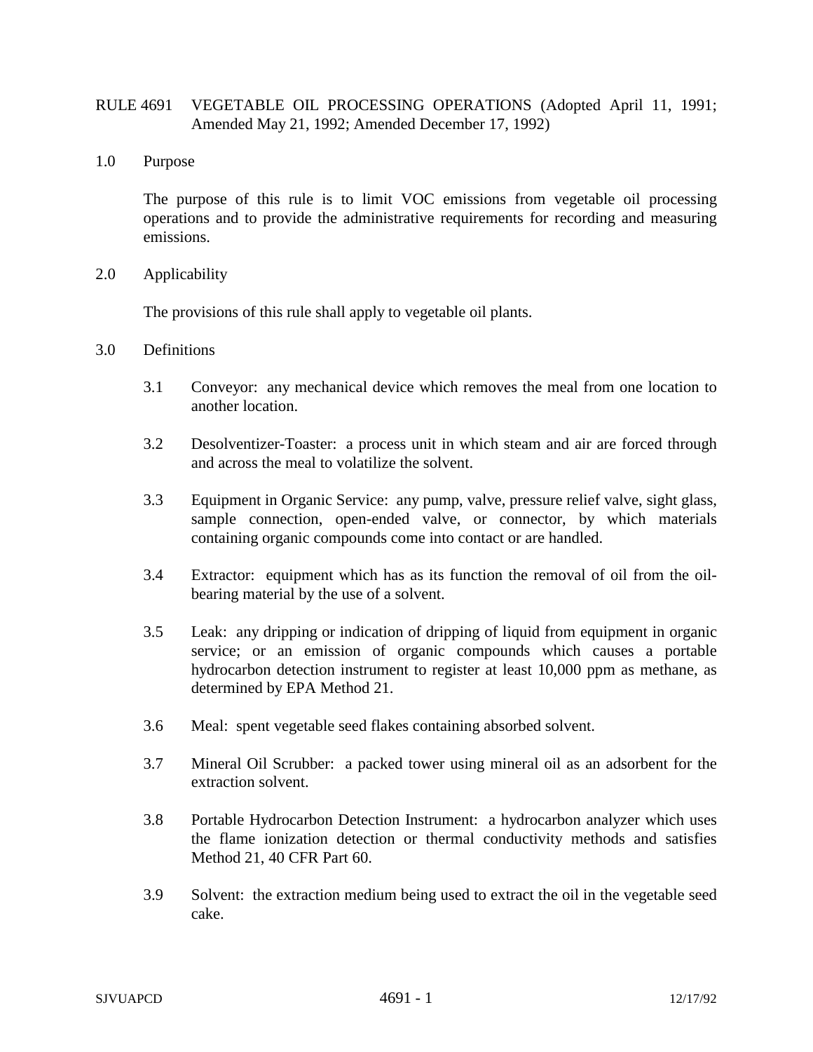# RULE 4691 VEGETABLE OIL PROCESSING OPERATIONS (Adopted April 11, 1991; Amended May 21, 1992; Amended December 17, 1992)

## 1.0 Purpose

The purpose of this rule is to limit VOC emissions from vegetable oil processing operations and to provide the administrative requirements for recording and measuring emissions.

## 2.0 Applicability

The provisions of this rule shall apply to vegetable oil plants.

## 3.0 Definitions

3.1 Conveyor: any mechanical device which removes the meal from one location to another location.

3.2 Desolventizer-Toaster: a process unit in which steam and air are forced through and across the meal to volatilize the solvent.

3.3 Equipment in Organic Service: any pump, valve, pressure relief valve, sight glass, sample connection, open-ended valve, or connector, by which materials containing organic compounds come into contact or are handled.

3.4 Extractor: equipment which has as its function the removal of oil from the oil-bearing material by the use of a solvent.

3.5 Leak: any dripping or indication of dripping of liquid from equipment in organic service; or an emission of organic compounds which causes a portable hydrocarbon detection instrument to register at least 10,000 ppm as methane, as determined by EPA Method 21.

3.6 Meal: spent vegetable seed flakes containing absorbed solvent.

3.7 Mineral Oil Scrubber: a packed tower using mineral oil as an adsorbent for the extraction solvent.

3.8 Portable Hydrocarbon Detection Instrument: a hydrocarbon analyzer which uses the flame ionization detection or thermal conductivity methods and satisfies Method 21, 40 CFR Part 60.

3.9 Solvent: the extraction medium being used to extract the oil in the vegetable seed cake.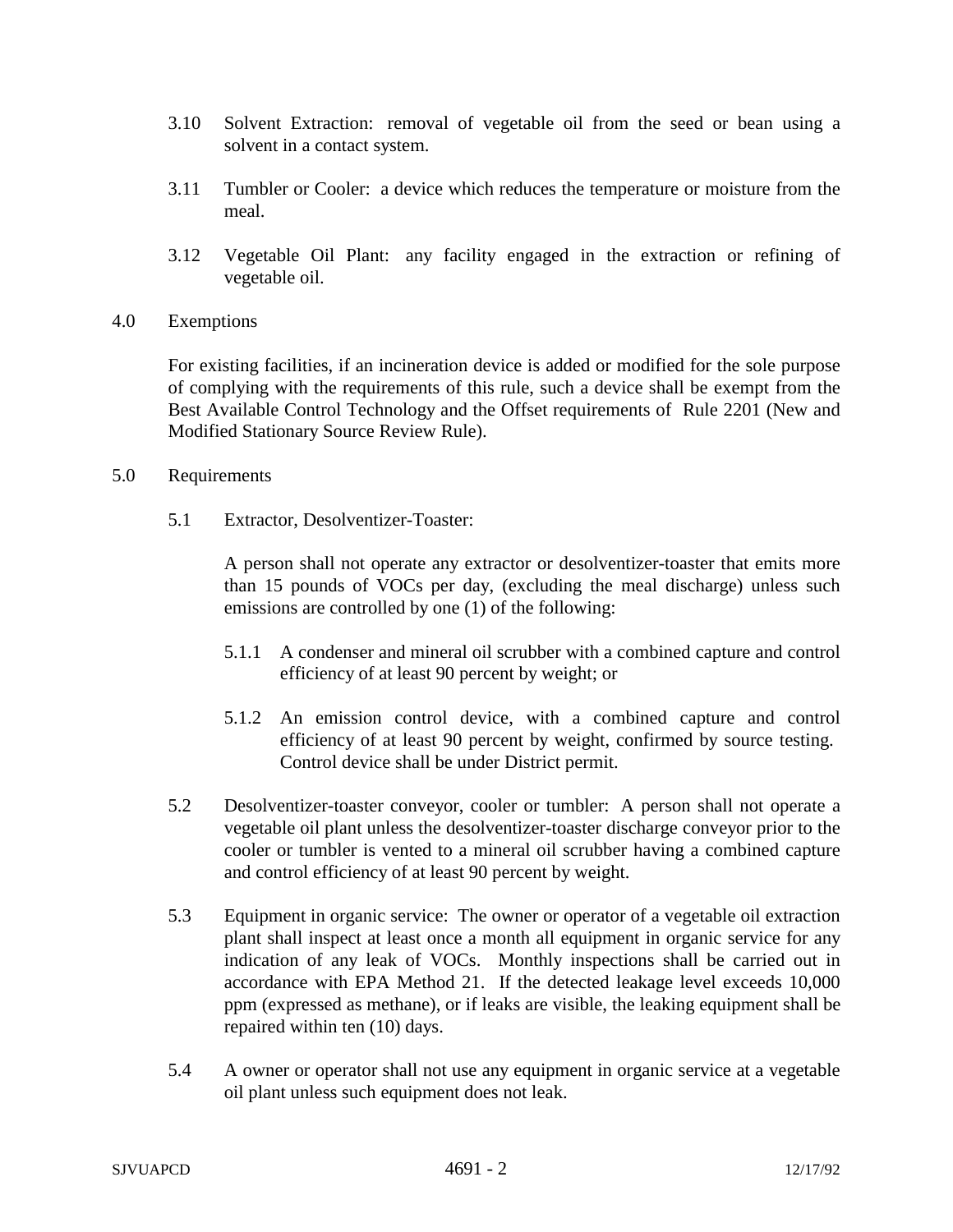3.10 Solvent Extraction: removal of vegetable oil from the seed or bean using a solvent in a contact system.

3.11 Tumbler or Cooler: a device which reduces the temperature or moisture from the meal.

3.12 Vegetable Oil Plant: any facility engaged in the extraction or refining of vegetable oil.

## 4.0 Exemptions

For existing facilities, if an incineration device is added or modified for the sole purpose of complying with the requirements of this rule, such a device shall be exempt from the Best Available Control Technology and the Offset requirements of Rule 2201 (New and Modified Stationary Source Review Rule).

## 5.0 Requirements

5.1 Extractor, Desolventizer-Toaster:

A person shall not operate any extractor or desolventizer-toaster that emits more than 15 pounds of VOCs per day, (excluding the meal discharge) unless such emissions are controlled by one (1) of the following:

5.1.1 A condenser and mineral oil scrubber with a combined capture and control efficiency of at least 90 percent by weight; or

5.1.2 An emission control device, with a combined capture and control efficiency of at least 90 percent by weight, confirmed by source testing. Control device shall be under District permit.

5.2 Desolventizer-toaster conveyor, cooler or tumbler: A person shall not operate a vegetable oil plant unless the desolventizer-toaster discharge conveyor prior to the cooler or tumbler is vented to a mineral oil scrubber having a combined capture and control efficiency of at least 90 percent by weight.

5.3 Equipment in organic service: The owner or operator of a vegetable oil extraction plant shall inspect at least once a month all equipment in organic service for any indication of any leak of VOCs. Monthly inspections shall be carried out in accordance with EPA Method 21. If the detected leakage level exceeds 10,000 ppm (expressed as methane), or if leaks are visible, the leaking equipment shall be repaired within ten (10) days.

5.4 A owner or operator shall not use any equipment in organic service at a vegetable oil plant unless such equipment does not leak.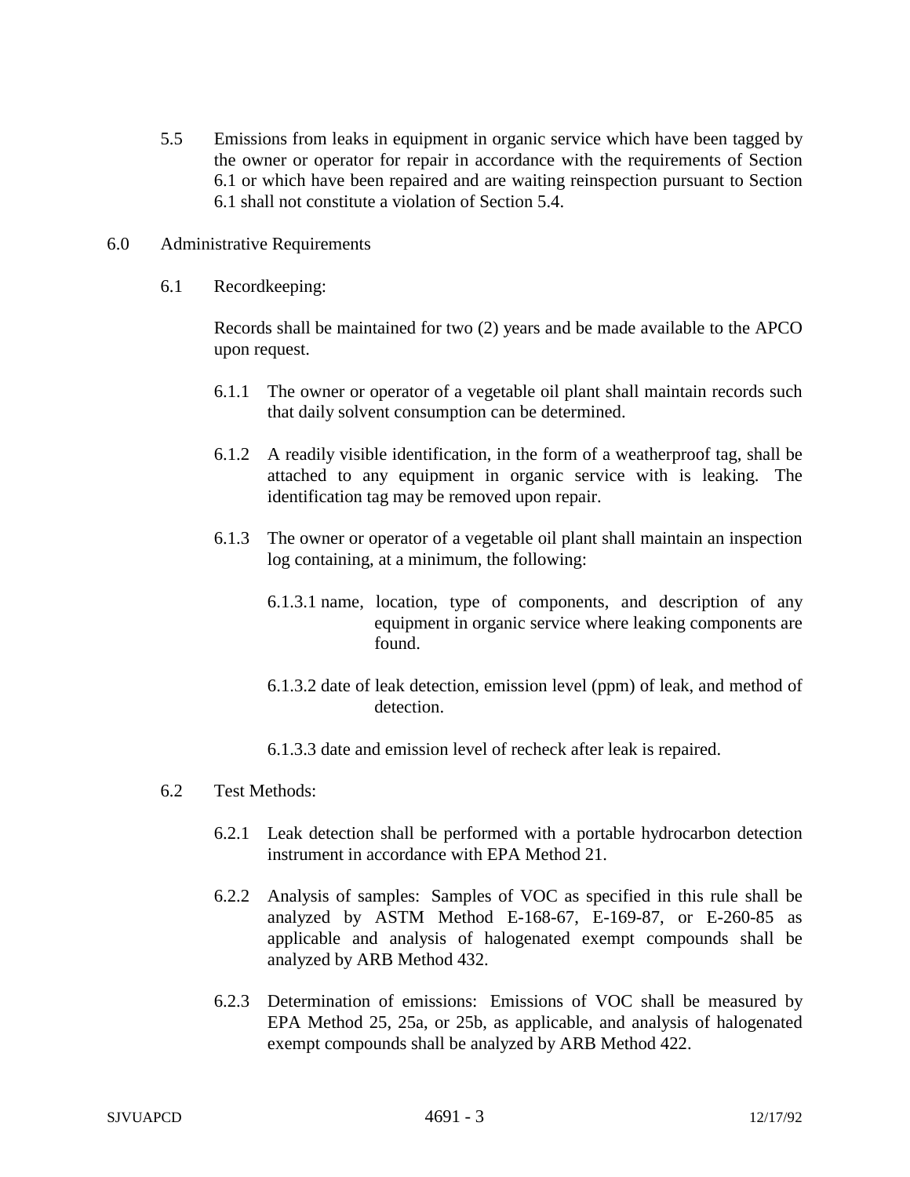5.5 Emissions from leaks in equipment in organic service which have been tagged by the owner or operator for repair in accordance with the requirements of Section 6.1 or which have been repaired and are waiting reinspection pursuant to Section 6.1 shall not constitute a violation of Section 5.4.

## 6.0 Administrative Requirements

### 6.1 Recordkeeping:

Records shall be maintained for two (2) years and be made available to the APCO upon request.

6.1.1 The owner or operator of a vegetable oil plant shall maintain records such that daily solvent consumption can be determined.

6.1.2 A readily visible identification, in the form of a weatherproof tag, shall be attached to any equipment in organic service with is leaking. The identification tag may be removed upon repair.

6.1.3 The owner or operator of a vegetable oil plant shall maintain an inspection log containing, at a minimum, the following:

6.1.3.1 name, location, type of components, and description of any equipment in organic service where leaking components are found.

6.1.3.2 date of leak detection, emission level (ppm) of leak, and method of detection.

6.1.3.3 date and emission level of recheck after leak is repaired.

### 6.2 Test Methods:

6.2.1 Leak detection shall be performed with a portable hydrocarbon detection instrument in accordance with EPA Method 21.

6.2.2 Analysis of samples: Samples of VOC as specified in this rule shall be analyzed by ASTM Method E-168-67, E-169-87, or E-260-85 as applicable and analysis of halogenated exempt compounds shall be analyzed by ARB Method 432.

6.2.3 Determination of emissions: Emissions of VOC shall be measured by EPA Method 25, 25a, or 25b, as applicable, and analysis of halogenated exempt compounds shall be analyzed by ARB Method 422.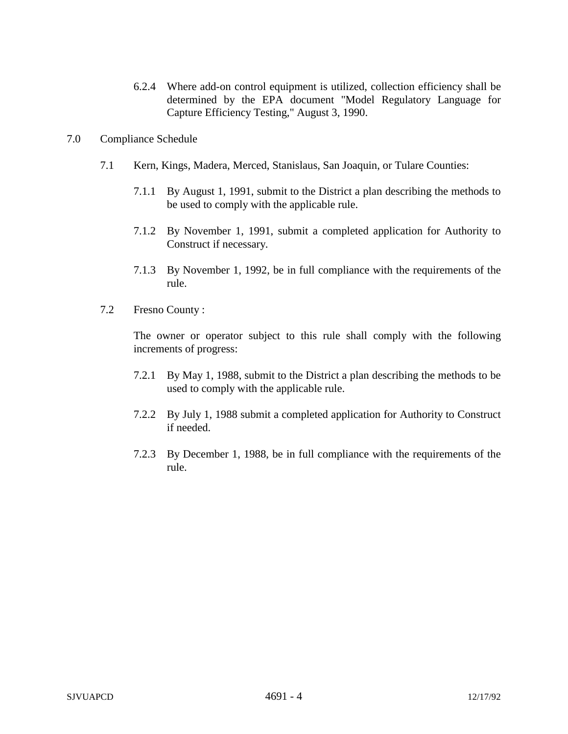6.2.4 Where add-on control equipment is utilized, collection efficiency shall be determined by the EPA document "Model Regulatory Language for Capture Efficiency Testing," August 3, 1990.

## 7.0 Compliance Schedule

### 7.1 Kern, Kings, Madera, Merced, Stanislaus, San Joaquin, or Tulare Counties:

7.1.1 By August 1, 1991, submit to the District a plan describing the methods to be used to comply with the applicable rule.

7.1.2 By November 1, 1991, submit a completed application for Authority to Construct if necessary.

7.1.3 By November 1, 1992, be in full compliance with the requirements of the rule.

### 7.2 Fresno County :

The owner or operator subject to this rule shall comply with the following increments of progress:

7.2.1 By May 1, 1988, submit to the District a plan describing the methods to be used to comply with the applicable rule.

7.2.2 By July 1, 1988 submit a completed application for Authority to Construct if needed.

7.2.3 By December 1, 1988, be in full compliance with the requirements of the rule.